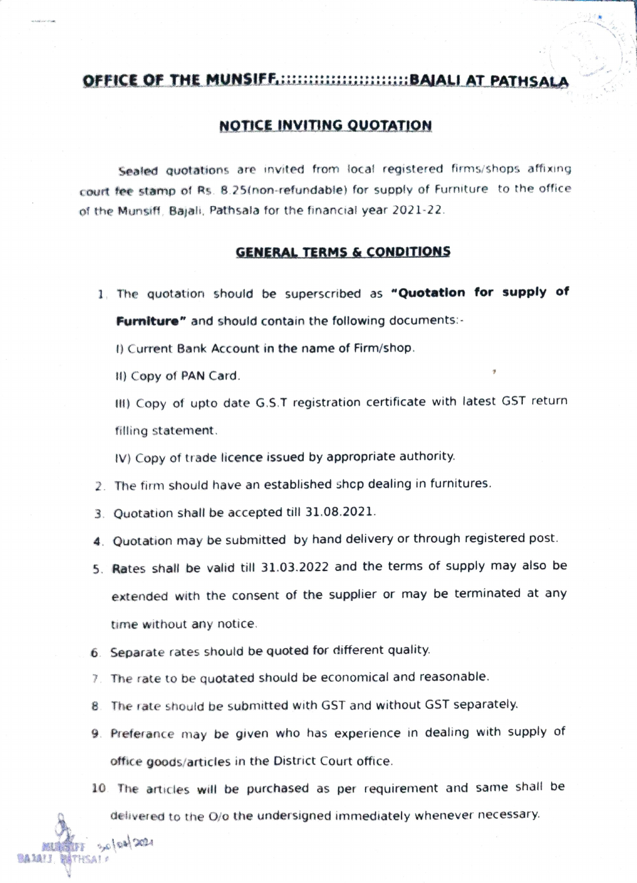## OFFICE OF THE MUNSIFF,::::::::::::::::::::::BAJALI AT PATHSALA

### NOTICE INVITING QUOTATION

Sealed quotations are invited from local registered firms/shops affixing court fee stamp of Rs. 8.25(non-refundable) for supply of Furniture to the office of the Munsiff, Bajali, Pathsala for the financial year 2021-22.

### GENERAL TERMS & CONDITIONS

1. The quotation should be superscribed as **"Quotation for supply of Furniture"** and should contain the following documents:-

   I) Current Bank Account in the name of Firm/shop.

   II) Copy of PAN Card.

   III) Copy of upto date G.S.T registration certificate with latest GST return filling statement.

   IV) Copy of trade licence issued by appropriate authority.

2. The firm should have an established shcp dealing in furnitures.
3. Quotation shall be accepted till 31.08.2021.
4. Quotation may be submitted by hand delivery or through registered post.
5. Rates shall be valid till 31.03.2022 and the terms of supply may also be extended with the consent of the supplier or may be terminated at any time without any notice.
6. Separate rates should be quoted for different quality.
7. The rate to be quotated should be economical and reasonable.
8. The rate should be submitted with GST and without GST separately.
9. Preferance may be given who has experience in dealing with supply of office goods/articles in the District Court office.
10. The articles will be purchased as per requirement and same shall be delivered to the O/o the undersigned immediately whenever necessary.

MUNSIFF 30/08/2021
BAJALI, PATHSALA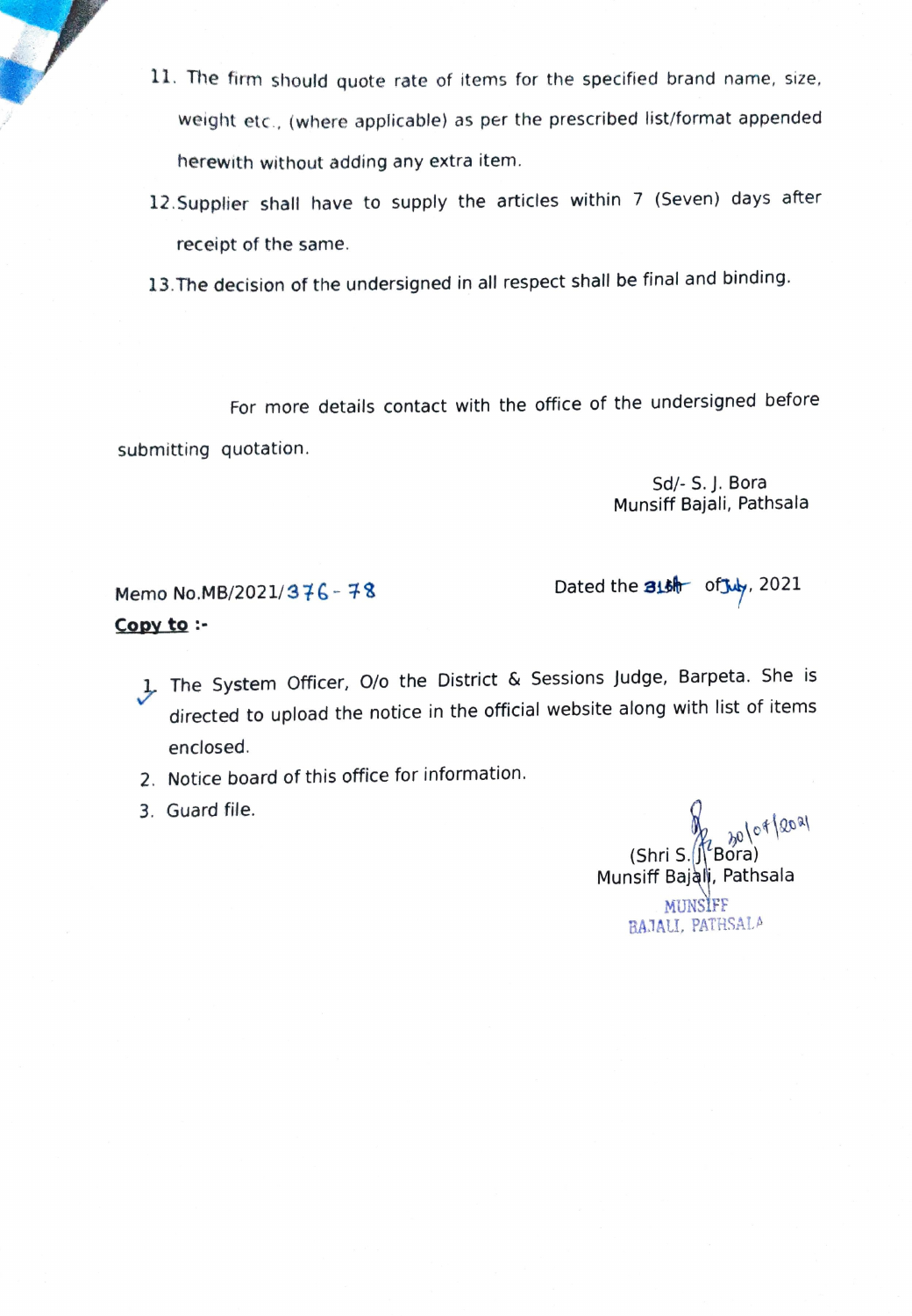11. The firm should quote rate of items for the specified brand name, size, weight etc., (where applicable) as per the prescribed list/format appended herewith without adding any extra item.
12. Supplier shall have to supply the articles within 7 (Seven) days after receipt of the same.
13. The decision of the undersigned in all respect shall be final and binding.

For more details contact with the office of the undersigned before submitting quotation.

Sd/- S. J. Bora
Munsiff Bajali, Pathsala

Memo No.MB/2021/376 - 78

Dated the 31st of July, 2021

**Copy to** :-

1. The System Officer, O/o the District & Sessions Judge, Barpeta. She is directed to upload the notice in the official website along with list of items enclosed.
2. Notice board of this office for information.
3. Guard file.

30/07/2021
(Shri S. J. Bora)
Munsiff Bajali, Pathsala

MUNSIFF
BAJALI, PATHSALA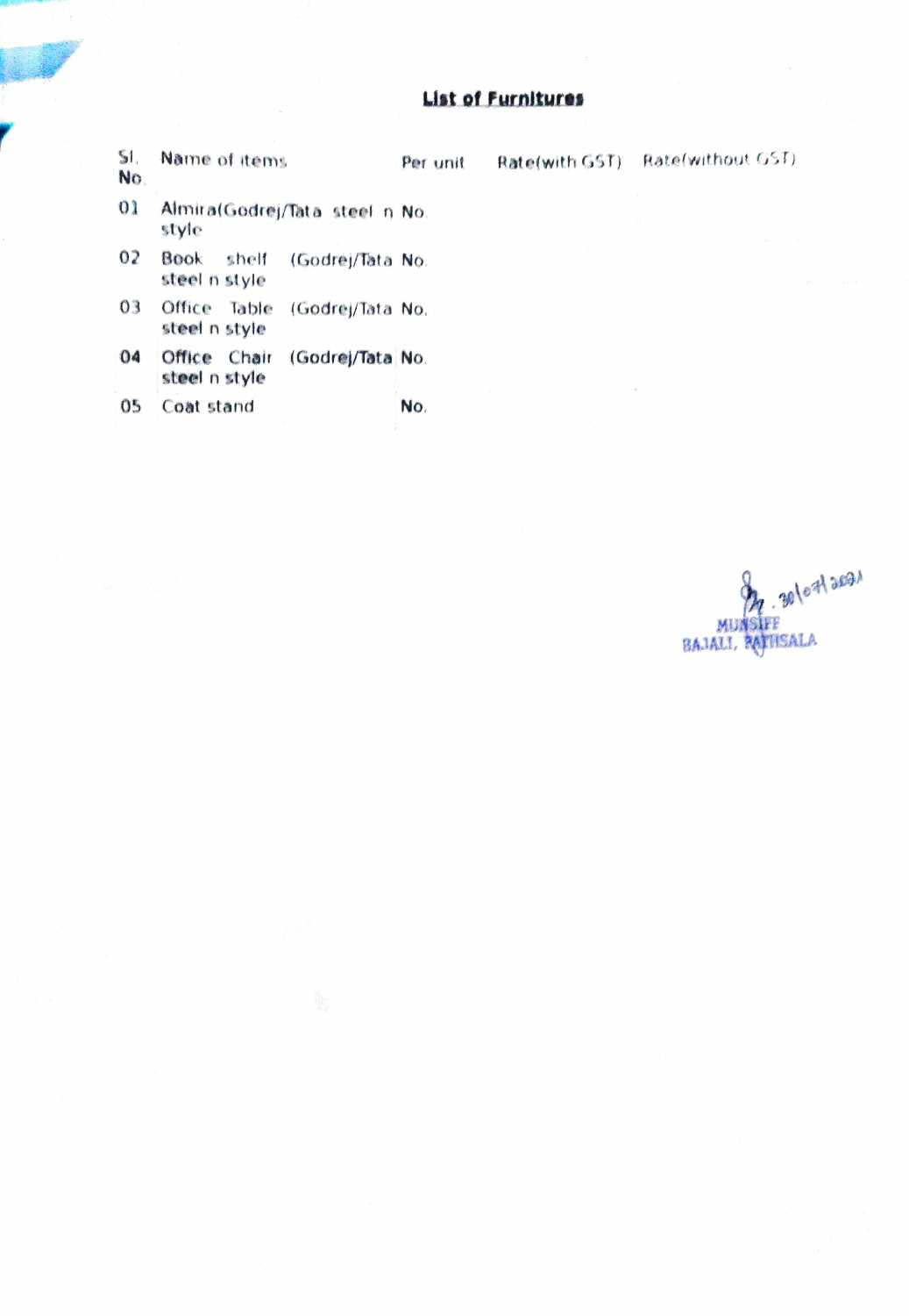## List of Furnitures

| Sl. No. | Name of items | Per unit | Rate(with GST) | Rate(without GST) |
|---|---|---|---|---|
| 01 | Almira(Godrej/Tata steel n style | No. | | |
| 02 | Book shelf (Godrej/Tata steel n style | No. | | |
| 03 | Office Table (Godrej/Tata steel n style | No. | | |
| 04 | Office Chair (Godrej/Tata steel n style | No. | | |
| 05 | Coat stand | No. | | |

Sd/- 30/07/2021
MUNSIFF
BAJALI, PATHSALA